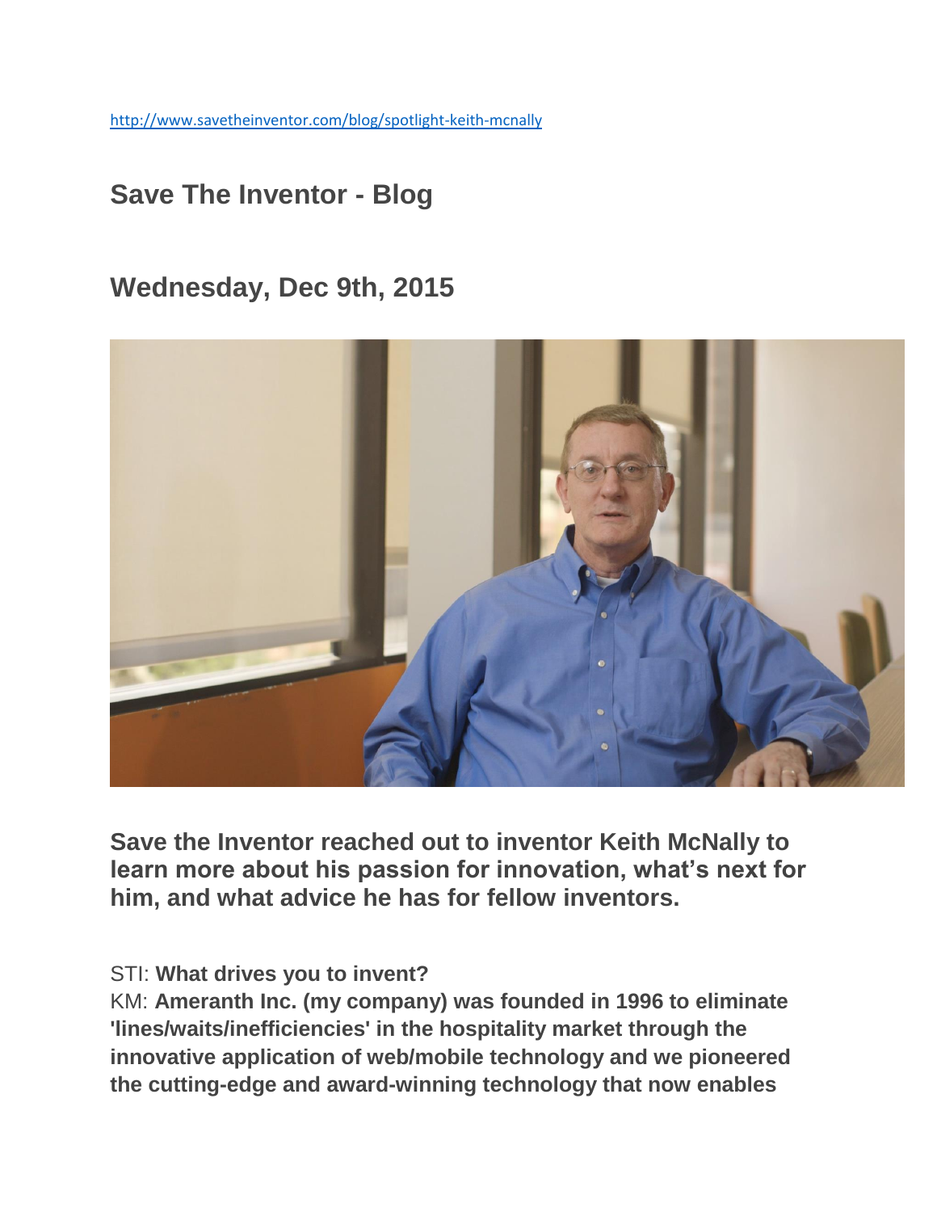http://www.savetheinventor.com/blog/spotlight-keith-mcnally

## Save The Inventor - Blog

## Wednesday, Dec 9th, 2015

### Save the Inventor reached out to inventor Keith McNally to learn more about his passion for innovation, what's next for him, and what advice he has for fellow inventors.

STI: **What drives you to invent?**
KM: **Ameranth Inc. (my company) was founded in 1996 to eliminate 'lines/waits/inefficiencies' in the hospitality market through the innovative application of web/mobile technology and we pioneered the cutting-edge and award-winning technology that now enables**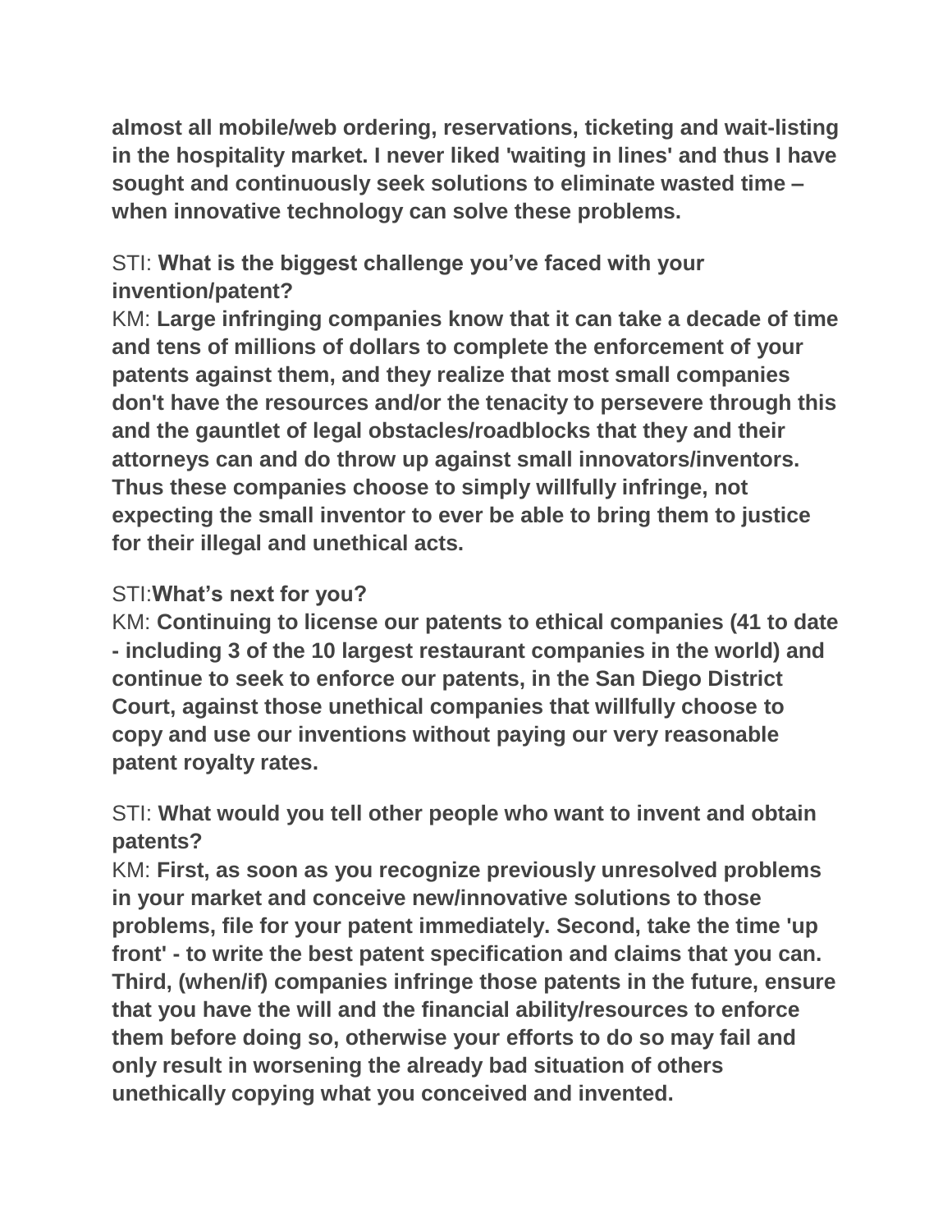**almost all mobile/web ordering, reservations, ticketing and wait-listing in the hospitality market. I never liked 'waiting in lines' and thus I have sought and continuously seek solutions to eliminate wasted time – when innovative technology can solve these problems.**

STI: **What is the biggest challenge you've faced with your invention/patent?**
KM: **Large infringing companies know that it can take a decade of time and tens of millions of dollars to complete the enforcement of your patents against them, and they realize that most small companies don't have the resources and/or the tenacity to persevere through this and the gauntlet of legal obstacles/roadblocks that they and their attorneys can and do throw up against small innovators/inventors. Thus these companies choose to simply willfully infringe, not expecting the small inventor to ever be able to bring them to justice for their illegal and unethical acts.**

STI:**What's next for you?**
KM: **Continuing to license our patents to ethical companies (41 to date - including 3 of the 10 largest restaurant companies in the world) and continue to seek to enforce our patents, in the San Diego District Court, against those unethical companies that willfully choose to copy and use our inventions without paying our very reasonable patent royalty rates.**

STI: **What would you tell other people who want to invent and obtain patents?**
KM: **First, as soon as you recognize previously unresolved problems in your market and conceive new/innovative solutions to those problems, file for your patent immediately. Second, take the time 'up front' - to write the best patent specification and claims that you can. Third, (when/if) companies infringe those patents in the future, ensure that you have the will and the financial ability/resources to enforce them before doing so, otherwise your efforts to do so may fail and only result in worsening the already bad situation of others unethically copying what you conceived and invented.**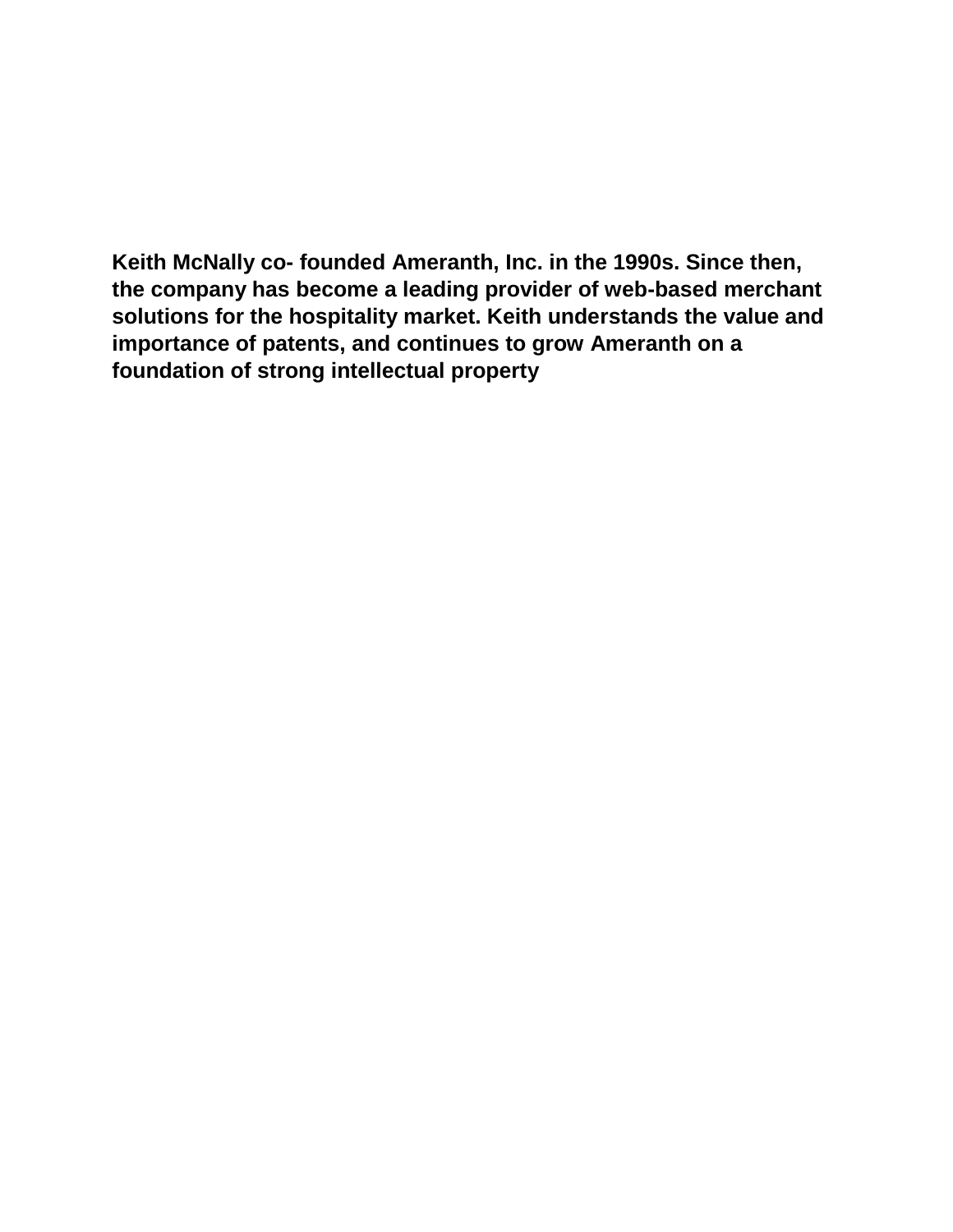**Keith McNally co- founded Ameranth, Inc. in the 1990s. Since then, the company has become a leading provider of web-based merchant solutions for the hospitality market. Keith understands the value and importance of patents, and continues to grow Ameranth on a foundation of strong intellectual property**